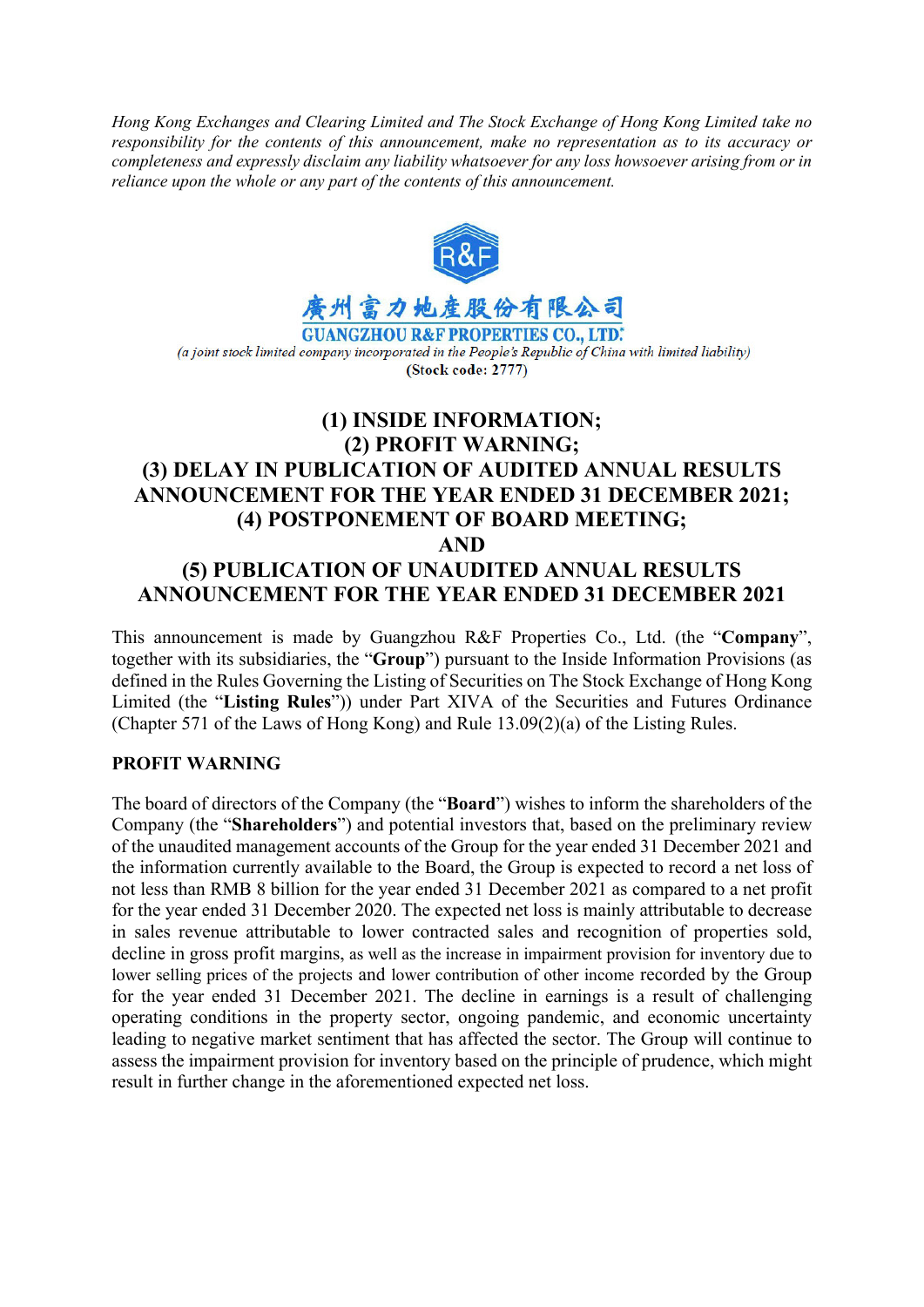*Hong Kong Exchanges and Clearing Limited and The Stock Exchange of Hong Kong Limited take no responsibility for the contents of this announcement, make no representation as to its accuracy or completeness and expressly disclaim any liability whatsoever for any loss howsoever arising from or in reliance upon the whole or any part of the contents of this announcement.*

R&F

**廣州富力地產股份有限公司**

**GUANGZHOU R&F PROPERTIES CO., LTD.***

*(a joint stock limited company incorporated in the People's Republic of China with limited liability)*

**(Stock code: 2777)**

# (1) INSIDE INFORMATION; (2) PROFIT WARNING; (3) DELAY IN PUBLICATION OF AUDITED ANNUAL RESULTS ANNOUNCEMENT FOR THE YEAR ENDED 31 DECEMBER 2021; (4) POSTPONEMENT OF BOARD MEETING; AND (5) PUBLICATION OF UNAUDITED ANNUAL RESULTS ANNOUNCEMENT FOR THE YEAR ENDED 31 DECEMBER 2021

This announcement is made by Guangzhou R&F Properties Co., Ltd. (the "**Company**", together with its subsidiaries, the "**Group**") pursuant to the Inside Information Provisions (as defined in the Rules Governing the Listing of Securities on The Stock Exchange of Hong Kong Limited (the "**Listing Rules**")) under Part XIVA of the Securities and Futures Ordinance (Chapter 571 of the Laws of Hong Kong) and Rule 13.09(2)(a) of the Listing Rules.

## PROFIT WARNING

The board of directors of the Company (the "**Board**") wishes to inform the shareholders of the Company (the "**Shareholders**") and potential investors that, based on the preliminary review of the unaudited management accounts of the Group for the year ended 31 December 2021 and the information currently available to the Board, the Group is expected to record a net loss of not less than RMB 8 billion for the year ended 31 December 2021 as compared to a net profit for the year ended 31 December 2020. The expected net loss is mainly attributable to decrease in sales revenue attributable to lower contracted sales and recognition of properties sold, decline in gross profit margins, as well as the increase in impairment provision for inventory due to lower selling prices of the projects and lower contribution of other income recorded by the Group for the year ended 31 December 2021. The decline in earnings is a result of challenging operating conditions in the property sector, ongoing pandemic, and economic uncertainty leading to negative market sentiment that has affected the sector. The Group will continue to assess the impairment provision for inventory based on the principle of prudence, which might result in further change in the aforementioned expected net loss.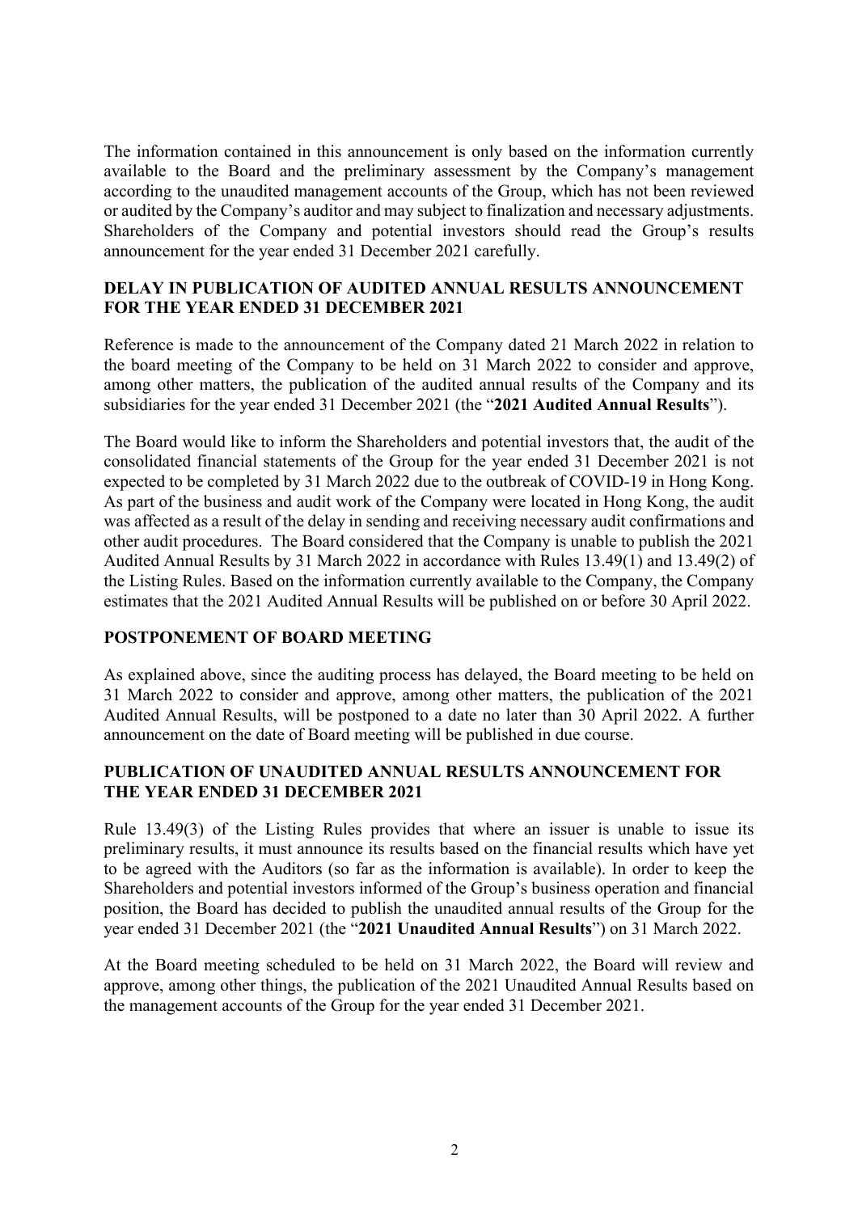The information contained in this announcement is only based on the information currently available to the Board and the preliminary assessment by the Company's management according to the unaudited management accounts of the Group, which has not been reviewed or audited by the Company's auditor and may subject to finalization and necessary adjustments. Shareholders of the Company and potential investors should read the Group's results announcement for the year ended 31 December 2021 carefully.

**DELAY IN PUBLICATION OF AUDITED ANNUAL RESULTS ANNOUNCEMENT FOR THE YEAR ENDED 31 DECEMBER 2021**

Reference is made to the announcement of the Company dated 21 March 2022 in relation to the board meeting of the Company to be held on 31 March 2022 to consider and approve, among other matters, the publication of the audited annual results of the Company and its subsidiaries for the year ended 31 December 2021 (the "**2021 Audited Annual Results**").

The Board would like to inform the Shareholders and potential investors that, the audit of the consolidated financial statements of the Group for the year ended 31 December 2021 is not expected to be completed by 31 March 2022 due to the outbreak of COVID-19 in Hong Kong. As part of the business and audit work of the Company were located in Hong Kong, the audit was affected as a result of the delay in sending and receiving necessary audit confirmations and other audit procedures. The Board considered that the Company is unable to publish the 2021 Audited Annual Results by 31 March 2022 in accordance with Rules 13.49(1) and 13.49(2) of the Listing Rules. Based on the information currently available to the Company, the Company estimates that the 2021 Audited Annual Results will be published on or before 30 April 2022.

**POSTPONEMENT OF BOARD MEETING**

As explained above, since the auditing process has delayed, the Board meeting to be held on 31 March 2022 to consider and approve, among other matters, the publication of the 2021 Audited Annual Results, will be postponed to a date no later than 30 April 2022. A further announcement on the date of Board meeting will be published in due course.

**PUBLICATION OF UNAUDITED ANNUAL RESULTS ANNOUNCEMENT FOR THE YEAR ENDED 31 DECEMBER 2021**

Rule 13.49(3) of the Listing Rules provides that where an issuer is unable to issue its preliminary results, it must announce its results based on the financial results which have yet to be agreed with the Auditors (so far as the information is available). In order to keep the Shareholders and potential investors informed of the Group's business operation and financial position, the Board has decided to publish the unaudited annual results of the Group for the year ended 31 December 2021 (the "**2021 Unaudited Annual Results**") on 31 March 2022.

At the Board meeting scheduled to be held on 31 March 2022, the Board will review and approve, among other things, the publication of the 2021 Unaudited Annual Results based on the management accounts of the Group for the year ended 31 December 2021.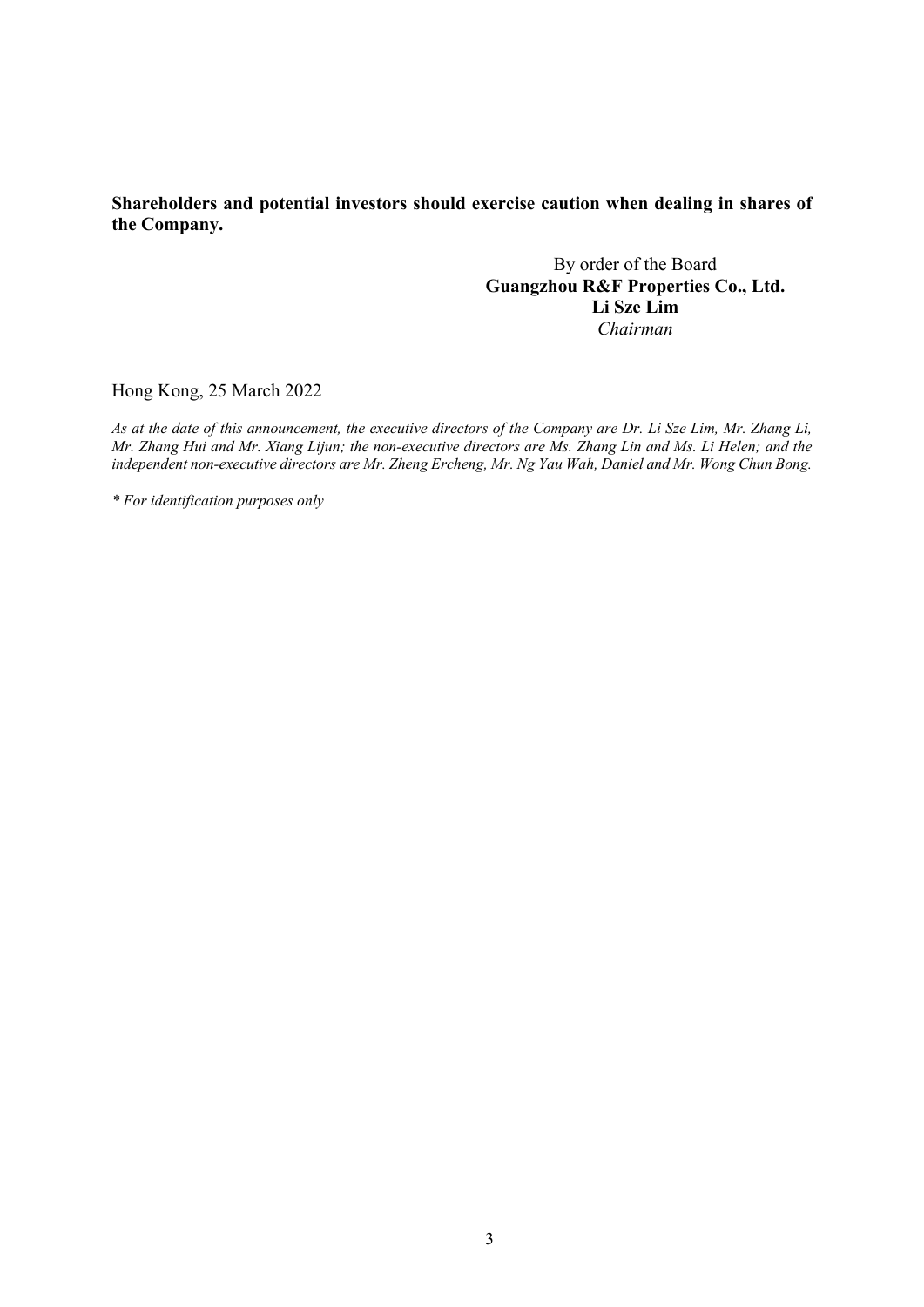**Shareholders and potential investors should exercise caution when dealing in shares of the Company.**

By order of the Board
**Guangzhou R&F Properties Co., Ltd.**
**Li Sze Lim**
*Chairman*

Hong Kong, 25 March 2022

*As at the date of this announcement, the executive directors of the Company are Dr. Li Sze Lim, Mr. Zhang Li, Mr. Zhang Hui and Mr. Xiang Lijun; the non-executive directors are Ms. Zhang Lin and Ms. Li Helen; and the independent non-executive directors are Mr. Zheng Ercheng, Mr. Ng Yau Wah, Daniel and Mr. Wong Chun Bong.*

*\* For identification purposes only*